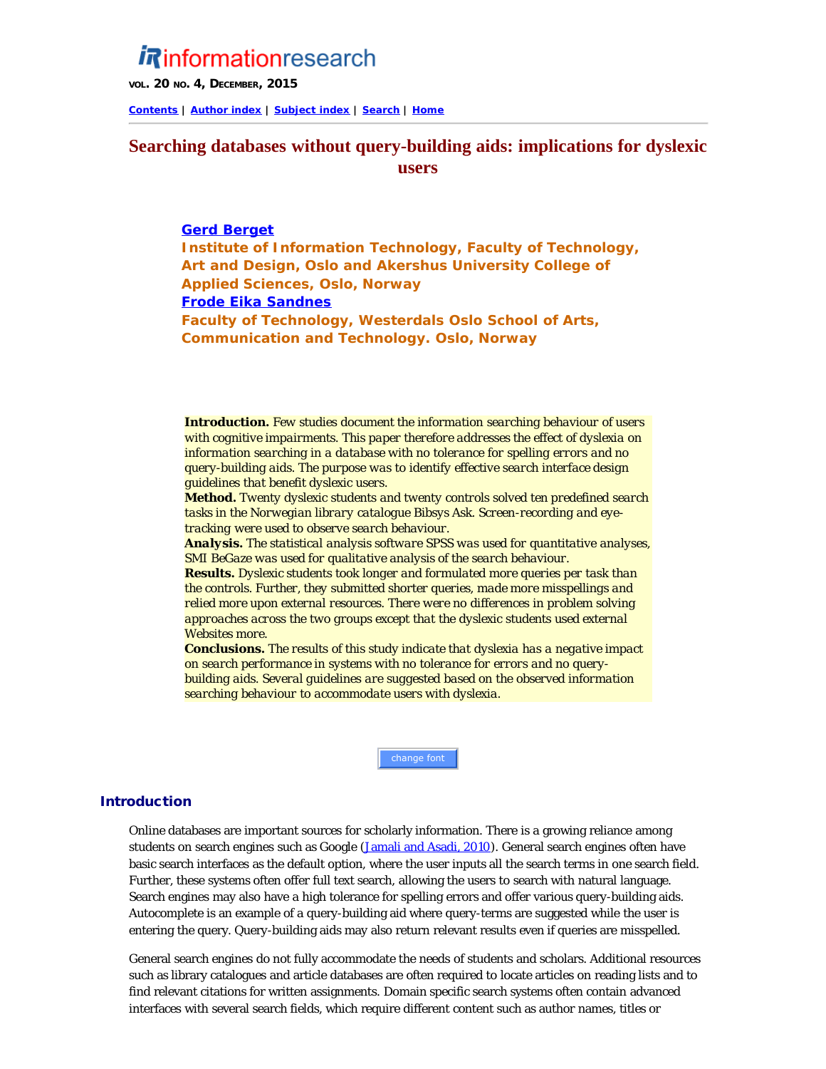# Searching databases without query-building aids: implications for dyslexic users

**Gerd Berget**
Institute of Information Technology, Faculty of Technology, Art and Design, Oslo and Akershus University College of Applied Sciences, Oslo, Norway
**Frode Eika Sandnes**
Faculty of Technology, Westerdals Oslo School of Arts, Communication and Technology. Oslo, Norway

**Introduction.** Few studies document the information searching behaviour of users with cognitive impairments. This paper therefore addresses the effect of dyslexia on information searching in a database with no tolerance for spelling errors and no query-building aids. The purpose was to identify effective search interface design guidelines that benefit dyslexic users.
**Method.** Twenty dyslexic students and twenty controls solved ten predefined search tasks in the Norwegian library catalogue Bibsys Ask. Screen-recording and eye-tracking were used to observe search behaviour.
**Analysis.** The statistical analysis software SPSS was used for quantitative analyses, SMI BeGaze was used for qualitative analysis of the search behaviour.
**Results.** Dyslexic students took longer and formulated more queries per task than the controls. Further, they submitted shorter queries, made more misspellings and relied more upon external resources. There were no differences in problem solving approaches across the two groups except that the dyslexic students used external Websites more.
**Conclusions.** The results of this study indicate that dyslexia has a negative impact on search performance in systems with no tolerance for errors and no query-building aids. Several guidelines are suggested based on the observed information searching behaviour to accommodate users with dyslexia.

## Introduction

Online databases are important sources for scholarly information. There is a growing reliance among students on search engines such as Google (Jamali and Asadi, 2010). General search engines often have basic search interfaces as the default option, where the user inputs all the search terms in one search field. Further, these systems often offer full text search, allowing the users to search with natural language. Search engines may also have a high tolerance for spelling errors and offer various query-building aids. Autocomplete is an example of a query-building aid where query-terms are suggested while the user is entering the query. Query-building aids may also return relevant results even if queries are misspelled.

General search engines do not fully accommodate the needs of students and scholars. Additional resources such as library catalogues and article databases are often required to locate articles on reading lists and to find relevant citations for written assignments. Domain specific search systems often contain advanced interfaces with several search fields, which require different content such as author names, titles or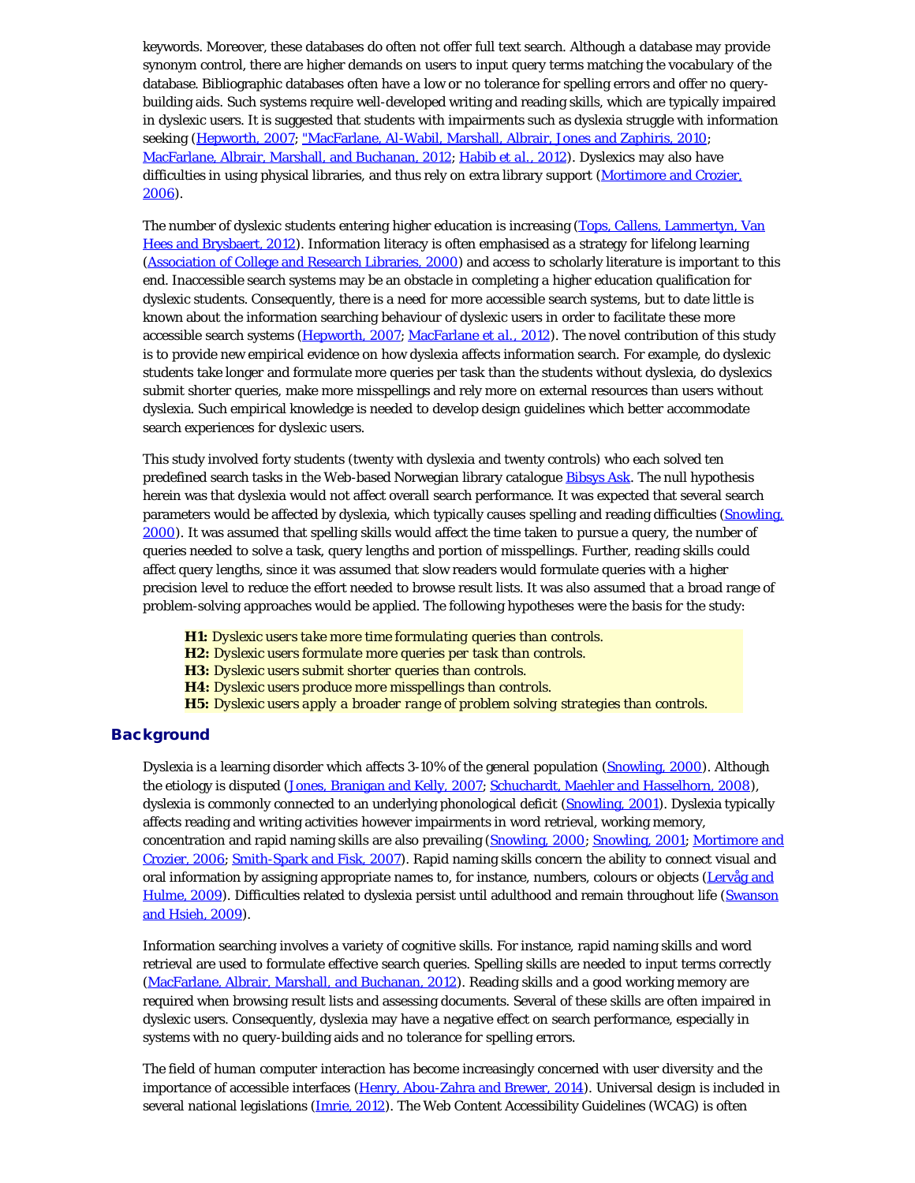keywords. Moreover, these databases do often not offer full text search. Although a database may provide synonym control, there are higher demands on users to input query terms matching the vocabulary of the database. Bibliographic databases often have a low or no tolerance for spelling errors and offer no query-building aids. Such systems require well-developed writing and reading skills, which are typically impaired in dyslexic users. It is suggested that students with impairments such as dyslexia struggle with information seeking (Hepworth, 2007; "MacFarlane, Al-Wabil, Marshall, Albrair, Jones and Zaphiris, 2010; MacFarlane, Albrair, Marshall, and Buchanan, 2012; Habib et al., 2012). Dyslexics may also have difficulties in using physical libraries, and thus rely on extra library support (Mortimore and Crozier, 2006).

The number of dyslexic students entering higher education is increasing (Tops, Callens, Lammertyn, Van Hees and Brysbaert, 2012). Information literacy is often emphasised as a strategy for lifelong learning (Association of College and Research Libraries, 2000) and access to scholarly literature is important to this end. Inaccessible search systems may be an obstacle in completing a higher education qualification for dyslexic students. Consequently, there is a need for more accessible search systems, but to date little is known about the information searching behaviour of dyslexic users in order to facilitate these more accessible search systems (Hepworth, 2007; MacFarlane et al., 2012). The novel contribution of this study is to provide new empirical evidence on how dyslexia affects information search. For example, do dyslexic students take longer and formulate more queries per task than the students without dyslexia, do dyslexics submit shorter queries, make more misspellings and rely more on external resources than users without dyslexia. Such empirical knowledge is needed to develop design guidelines which better accommodate search experiences for dyslexic users.

This study involved forty students (twenty with dyslexia and twenty controls) who each solved ten predefined search tasks in the Web-based Norwegian library catalogue Bibsys Ask. The null hypothesis herein was that dyslexia would not affect overall search performance. It was expected that several search parameters would be affected by dyslexia, which typically causes spelling and reading difficulties (Snowling, 2000). It was assumed that spelling skills would affect the time taken to pursue a query, the number of queries needed to solve a task, query lengths and portion of misspellings. Further, reading skills could affect query lengths, since it was assumed that slow readers would formulate queries with a higher precision level to reduce the effort needed to browse result lists. It was also assumed that a broad range of problem-solving approaches would be applied. The following hypotheses were the basis for the study:

> **H1:** *Dyslexic users take more time formulating queries than controls.*
> **H2:** *Dyslexic users formulate more queries per task than controls.*
> **H3:** *Dyslexic users submit shorter queries than controls.*
> **H4:** *Dyslexic users produce more misspellings than controls.*
> **H5:** *Dyslexic users apply a broader range of problem solving strategies than controls.*

## Background

Dyslexia is a learning disorder which affects 3-10% of the general population (Snowling, 2000). Although the etiology is disputed (Jones, Branigan and Kelly, 2007; Schuchardt, Maehler and Hasselhorn, 2008), dyslexia is commonly connected to an underlying phonological deficit (Snowling, 2001). Dyslexia typically affects reading and writing activities however impairments in word retrieval, working memory, concentration and rapid naming skills are also prevailing (Snowling, 2000; Snowling, 2001; Mortimore and Crozier, 2006; Smith-Spark and Fisk, 2007). Rapid naming skills concern the ability to connect visual and oral information by assigning appropriate names to, for instance, numbers, colours or objects (Lervåg and Hulme, 2009). Difficulties related to dyslexia persist until adulthood and remain throughout life (Swanson and Hsieh, 2009).

Information searching involves a variety of cognitive skills. For instance, rapid naming skills and word retrieval are used to formulate effective search queries. Spelling skills are needed to input terms correctly (MacFarlane, Albrair, Marshall, and Buchanan, 2012). Reading skills and a good working memory are required when browsing result lists and assessing documents. Several of these skills are often impaired in dyslexic users. Consequently, dyslexia may have a negative effect on search performance, especially in systems with no query-building aids and no tolerance for spelling errors.

The field of human computer interaction has become increasingly concerned with user diversity and the importance of accessible interfaces (Henry, Abou-Zahra and Brewer, 2014). Universal design is included in several national legislations (Imrie, 2012). The Web Content Accessibility Guidelines (WCAG) is often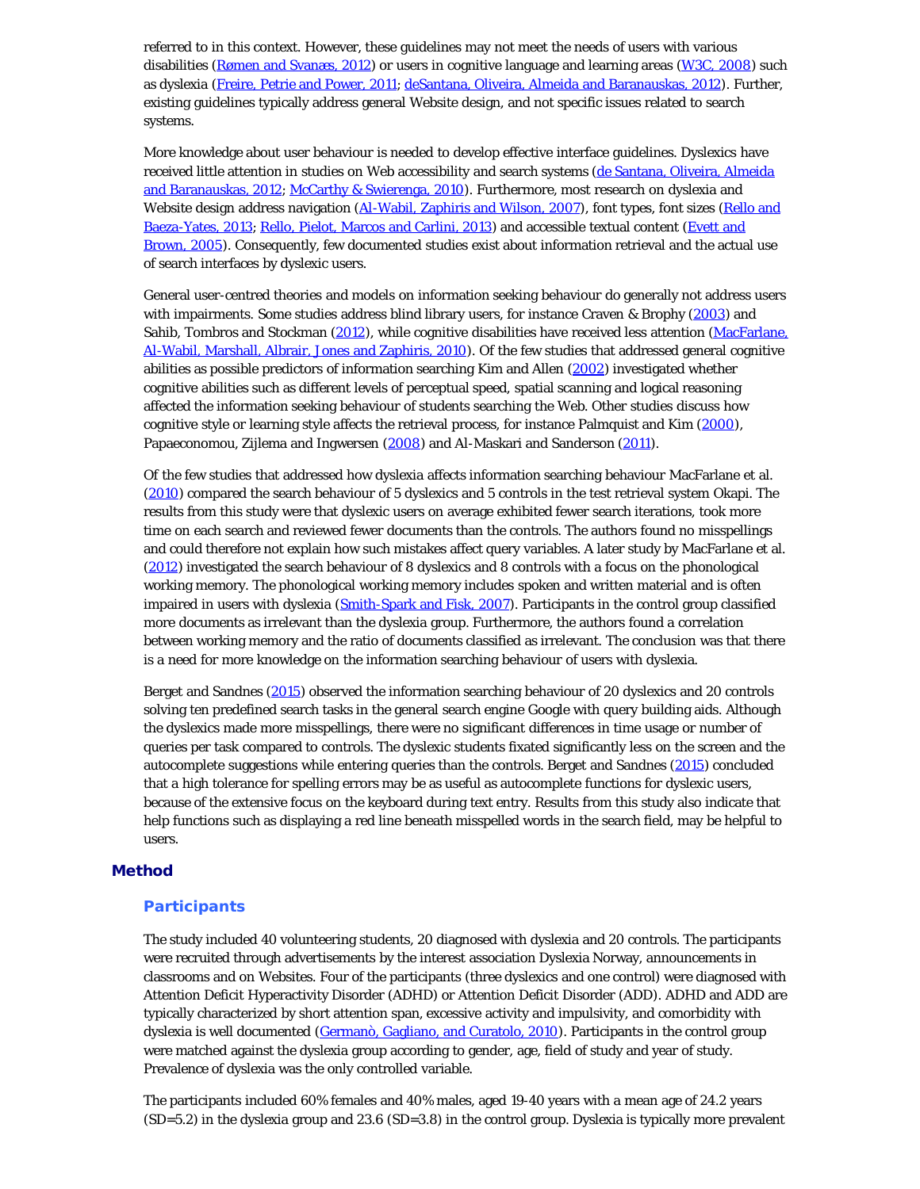referred to in this context. However, these guidelines may not meet the needs of users with various disabilities (Rømen and Svanæs, 2012) or users in cognitive language and learning areas (W3C, 2008) such as dyslexia (Freire, Petrie and Power, 2011; deSantana, Oliveira, Almeida and Baranauskas, 2012). Further, existing guidelines typically address general Website design, and not specific issues related to search systems.

More knowledge about user behaviour is needed to develop effective interface guidelines. Dyslexics have received little attention in studies on Web accessibility and search systems (de Santana, Oliveira, Almeida and Baranauskas, 2012; McCarthy & Swierenga, 2010). Furthermore, most research on dyslexia and Website design address navigation (Al-Wabil, Zaphiris and Wilson, 2007), font types, font sizes (Rello and Baeza-Yates, 2013; Rello, Pielot, Marcos and Carlini, 2013) and accessible textual content (Evett and Brown, 2005). Consequently, few documented studies exist about information retrieval and the actual use of search interfaces by dyslexic users.

General user-centred theories and models on information seeking behaviour do generally not address users with impairments. Some studies address blind library users, for instance Craven & Brophy (2003) and Sahib, Tombros and Stockman (2012), while cognitive disabilities have received less attention (MacFarlane, Al-Wabil, Marshall, Albrair, Jones and Zaphiris, 2010). Of the few studies that addressed general cognitive abilities as possible predictors of information searching Kim and Allen (2002) investigated whether cognitive abilities such as different levels of perceptual speed, spatial scanning and logical reasoning affected the information seeking behaviour of students searching the Web. Other studies discuss how cognitive style or learning style affects the retrieval process, for instance Palmquist and Kim (2000), Papaeconomou, Zijlema and Ingwersen (2008) and Al-Maskari and Sanderson (2011).

Of the few studies that addressed how dyslexia affects information searching behaviour MacFarlane et al. (2010) compared the search behaviour of 5 dyslexics and 5 controls in the test retrieval system Okapi. The results from this study were that dyslexic users on average exhibited fewer search iterations, took more time on each search and reviewed fewer documents than the controls. The authors found no misspellings and could therefore not explain how such mistakes affect query variables. A later study by MacFarlane et al. (2012) investigated the search behaviour of 8 dyslexics and 8 controls with a focus on the phonological working memory. The phonological working memory includes spoken and written material and is often impaired in users with dyslexia (Smith-Spark and Fisk, 2007). Participants in the control group classified more documents as irrelevant than the dyslexia group. Furthermore, the authors found a correlation between working memory and the ratio of documents classified as irrelevant. The conclusion was that there is a need for more knowledge on the information searching behaviour of users with dyslexia.

Berget and Sandnes (2015) observed the information searching behaviour of 20 dyslexics and 20 controls solving ten predefined search tasks in the general search engine Google with query building aids. Although the dyslexics made more misspellings, there were no significant differences in time usage or number of queries per task compared to controls. The dyslexic students fixated significantly less on the screen and the autocomplete suggestions while entering queries than the controls. Berget and Sandnes (2015) concluded that a high tolerance for spelling errors may be as useful as autocomplete functions for dyslexic users, because of the extensive focus on the keyboard during text entry. Results from this study also indicate that help functions such as displaying a red line beneath misspelled words in the search field, may be helpful to users.

## Method

### Participants

The study included 40 volunteering students, 20 diagnosed with dyslexia and 20 controls. The participants were recruited through advertisements by the interest association Dyslexia Norway, announcements in classrooms and on Websites. Four of the participants (three dyslexics and one control) were diagnosed with Attention Deficit Hyperactivity Disorder (ADHD) or Attention Deficit Disorder (ADD). ADHD and ADD are typically characterized by short attention span, excessive activity and impulsivity, and comorbidity with dyslexia is well documented (Germanò, Gagliano, and Curatolo, 2010). Participants in the control group were matched against the dyslexia group according to gender, age, field of study and year of study. Prevalence of dyslexia was the only controlled variable.

The participants included 60% females and 40% males, aged 19-40 years with a mean age of 24.2 years (SD=5.2) in the dyslexia group and 23.6 (SD=3.8) in the control group. Dyslexia is typically more prevalent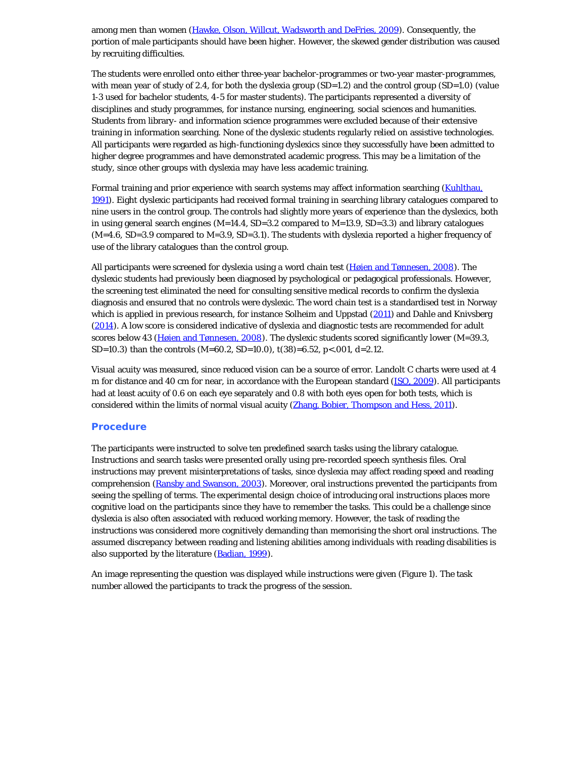among men than women (Hawke, Olson, Willcut, Wadsworth and DeFries, 2009). Consequently, the portion of male participants should have been higher. However, the skewed gender distribution was caused by recruiting difficulties.

The students were enrolled onto either three-year bachelor-programmes or two-year master-programmes, with mean year of study of 2.4, for both the dyslexia group (SD=1.2) and the control group (SD=1.0) (value 1-3 used for bachelor students, 4-5 for master students). The participants represented a diversity of disciplines and study programmes, for instance nursing, engineering, social sciences and humanities. Students from library- and information science programmes were excluded because of their extensive training in information searching. None of the dyslexic students regularly relied on assistive technologies. All participants were regarded as high-functioning dyslexics since they successfully have been admitted to higher degree programmes and have demonstrated academic progress. This may be a limitation of the study, since other groups with dyslexia may have less academic training.

Formal training and prior experience with search systems may affect information searching (Kuhlthau, 1991). Eight dyslexic participants had received formal training in searching library catalogues compared to nine users in the control group. The controls had slightly more years of experience than the dyslexics, both in using general search engines (M=14.4, SD=3.2 compared to M=13.9, SD=3.3) and library catalogues (M=4.6, SD=3.9 compared to M=3.9, SD=3.1). The students with dyslexia reported a higher frequency of use of the library catalogues than the control group.

All participants were screened for dyslexia using a word chain test (Høien and Tønnesen, 2008). The dyslexic students had previously been diagnosed by psychological or pedagogical professionals. However, the screening test eliminated the need for consulting sensitive medical records to confirm the dyslexia diagnosis and ensured that no controls were dyslexic. The word chain test is a standardised test in Norway which is applied in previous research, for instance Solheim and Uppstad (2011) and Dahle and Knivsberg (2014). A low score is considered indicative of dyslexia and diagnostic tests are recommended for adult scores below 43 (Høien and Tønnesen, 2008). The dyslexic students scored significantly lower (M=39.3, SD=10.3) than the controls (M=60.2, SD=10.0), $t(38)=6.52$, $p<.001$, $d=2.12$.

Visual acuity was measured, since reduced vision can be a source of error. Landolt C charts were used at 4 m for distance and 40 cm for near, in accordance with the European standard (ISO, 2009). All participants had at least acuity of 0.6 on each eye separately and 0.8 with both eyes open for both tests, which is considered within the limits of normal visual acuity (Zhang, Bobier, Thompson and Hess, 2011).

## Procedure

The participants were instructed to solve ten predefined search tasks using the library catalogue. Instructions and search tasks were presented orally using pre-recorded speech synthesis files. Oral instructions may prevent misinterpretations of tasks, since dyslexia may affect reading speed and reading comprehension (Ransby and Swanson, 2003). Moreover, oral instructions prevented the participants from seeing the spelling of terms. The experimental design choice of introducing oral instructions places more cognitive load on the participants since they have to remember the tasks. This could be a challenge since dyslexia is also often associated with reduced working memory. However, the task of reading the instructions was considered more cognitively demanding than memorising the short oral instructions. The assumed discrepancy between reading and listening abilities among individuals with reading disabilities is also supported by the literature (Badian, 1999).

An image representing the question was displayed while instructions were given (Figure 1). The task number allowed the participants to track the progress of the session.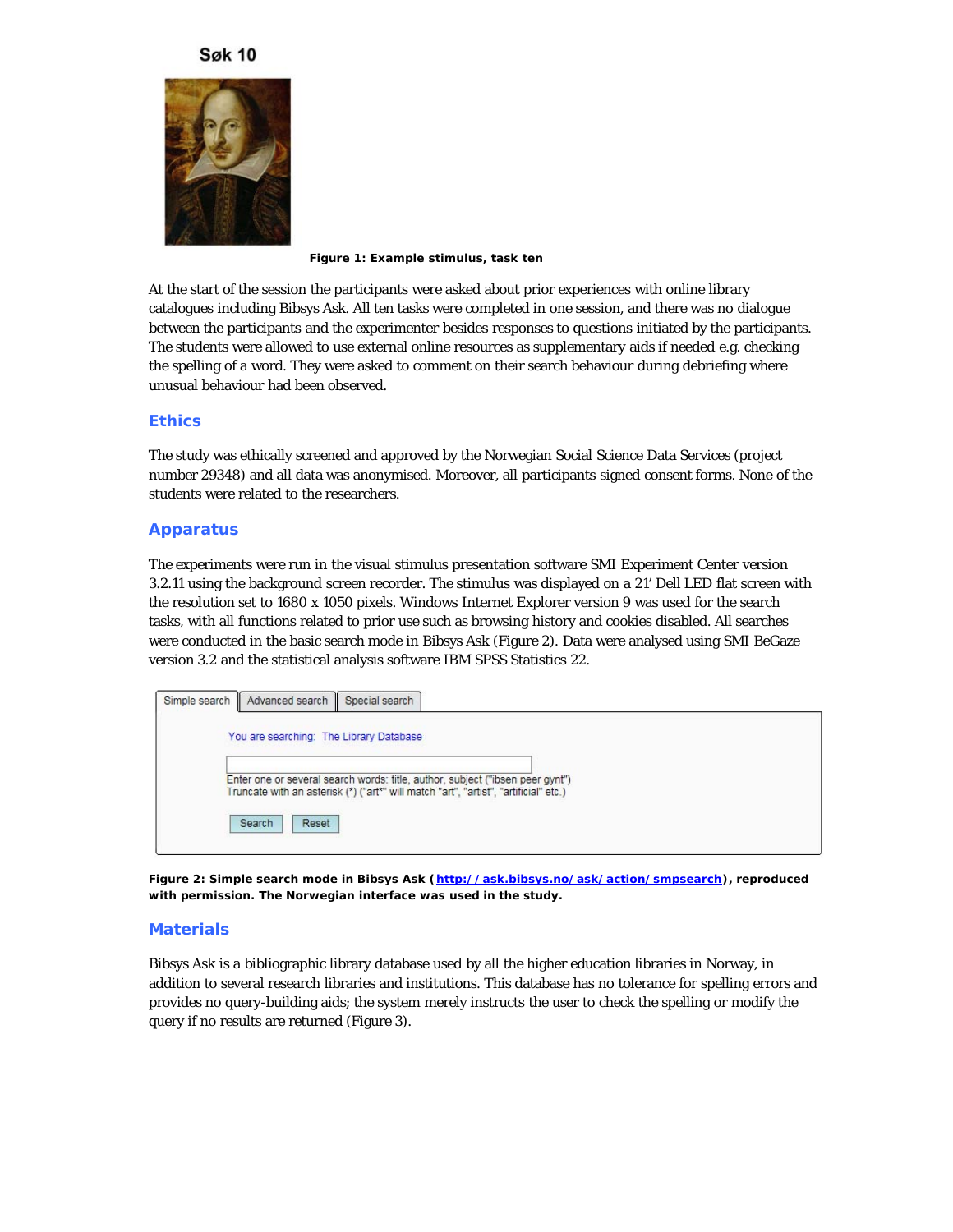Søk 10

**Figure 1: Example stimulus, task ten**

At the start of the session the participants were asked about prior experiences with online library catalogues including Bibsys Ask. All ten tasks were completed in one session, and there was no dialogue between the participants and the experimenter besides responses to questions initiated by the participants. The students were allowed to use external online resources as supplementary aids if needed e.g. checking the spelling of a word. They were asked to comment on their search behaviour during debriefing where unusual behaviour had been observed.

## Ethics

The study was ethically screened and approved by the Norwegian Social Science Data Services (project number 29348) and all data was anonymised. Moreover, all participants signed consent forms. None of the students were related to the researchers.

## Apparatus

The experiments were run in the visual stimulus presentation software SMI Experiment Center version 3.2.11 using the background screen recorder. The stimulus was displayed on a 21' Dell LED flat screen with the resolution set to 1680 x 1050 pixels. Windows Internet Explorer version 9 was used for the search tasks, with all functions related to prior use such as browsing history and cookies disabled. All searches were conducted in the basic search mode in Bibsys Ask (Figure 2). Data were analysed using SMI BeGaze version 3.2 and the statistical analysis software IBM SPSS Statistics 22.

Simple search | Advanced search | Special search

You are searching: The Library Database

Enter one or several search words: title, author, subject ("ibsen peer gynt")
Truncate with an asterisk (*) ("art*" will match "art", "artist", "artificial" etc.)

Search | Reset

**Figure 2: Simple search mode in Bibsys Ask (http://ask.bibsys.no/ask/action/smpsearch), reproduced with permission. The Norwegian interface was used in the study.**

## Materials

Bibsys Ask is a bibliographic library database used by all the higher education libraries in Norway, in addition to several research libraries and institutions. This database has no tolerance for spelling errors and provides no query-building aids; the system merely instructs the user to check the spelling or modify the query if no results are returned (Figure 3).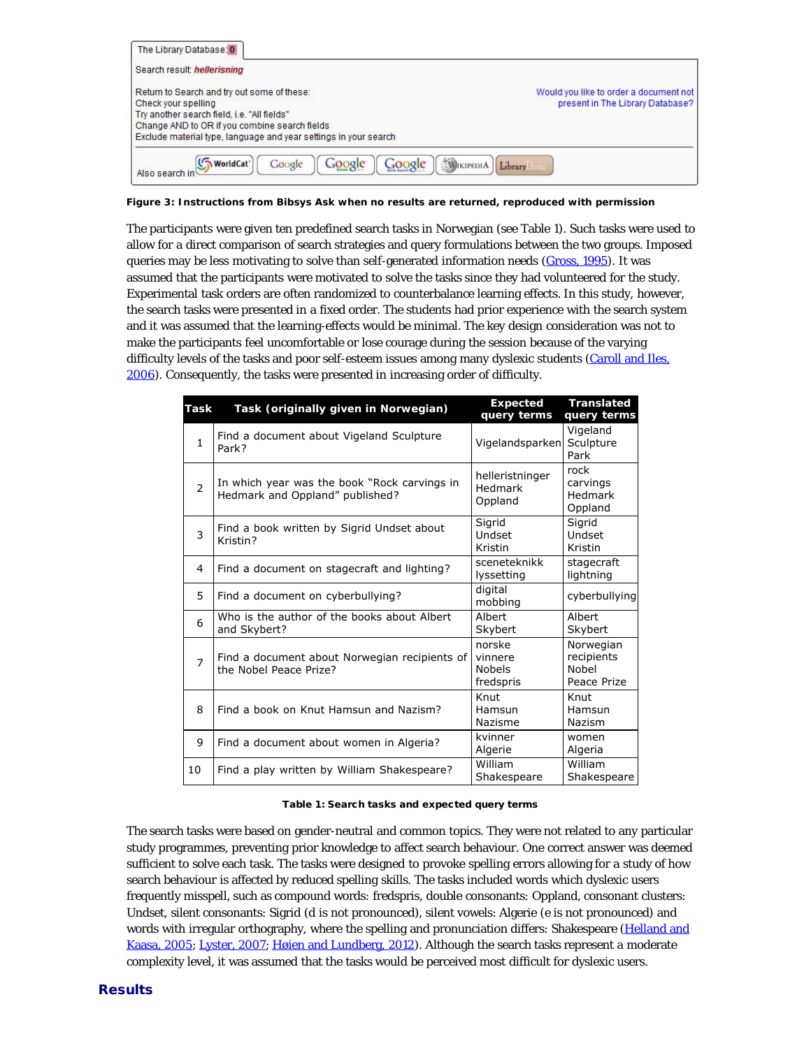The Library Database: 0

Search result: *hellerisning*

Return to Search and try out some of these:
Check your spelling
Try another search field, i.e. "All fields"
Change AND to OR if you combine search fields
Exclude material type, language and year settings in your search

Would you like to order a document not present in The Library Database?

Also search in

**Figure 3: Instructions from Bibsys Ask when no results are returned, reproduced with permission**

The participants were given ten predefined search tasks in Norwegian (see Table 1). Such tasks were used to allow for a direct comparison of search strategies and query formulations between the two groups. Imposed queries may be less motivating to solve than self-generated information needs (Gross, 1995). It was assumed that the participants were motivated to solve the tasks since they had volunteered for the study. Experimental task orders are often randomized to counterbalance learning effects. In this study, however, the search tasks were presented in a fixed order. The students had prior experience with the search system and it was assumed that the learning-effects would be minimal. The key design consideration was not to make the participants feel uncomfortable or lose courage during the session because of the varying difficulty levels of the tasks and poor self-esteem issues among many dyslexic students (Caroll and Iles, 2006). Consequently, the tasks were presented in increasing order of difficulty.

| Task | Task (originally given in Norwegian) | Expected query terms | Translated query terms |
|---|---|---|---|
| 1 | Find a document about Vigeland Sculpture Park? | Vigelandsparken | Vigeland Sculpture Park |
| 2 | In which year was the book "Rock carvings in Hedmark and Oppland" published? | helleristninger Hedmark Oppland | rock carvings Hedmark Oppland |
| 3 | Find a book written by Sigrid Undset about Kristin? | Sigrid Undset Kristin | Sigrid Undset Kristin |
| 4 | Find a document on stagecraft and lighting? | sceneteknikk lyssetting | stagecraft lightning |
| 5 | Find a document on cyberbullying? | digital mobbing | cyberbullying |
| 6 | Who is the author of the books about Albert and Skybert? | Albert Skybert | Albert Skybert |
| 7 | Find a document about Norwegian recipients of the Nobel Peace Prize? | norske vinnere Nobels fredspris | Norwegian recipients Nobel Peace Prize |
| 8 | Find a book on Knut Hamsun and Nazism? | Knut Hamsun Nazisme | Knut Hamsun Nazism |
| 9 | Find a document about women in Algeria? | kvinner Algerie | women Algeria |
| 10 | Find a play written by William Shakespeare? | William Shakespeare | William Shakespeare |

**Table 1: Search tasks and expected query terms**

The search tasks were based on gender-neutral and common topics. They were not related to any particular study programmes, preventing prior knowledge to affect search behaviour. One correct answer was deemed sufficient to solve each task. The tasks were designed to provoke spelling errors allowing for a study of how search behaviour is affected by reduced spelling skills. The tasks included words which dyslexic users frequently misspell, such as compound words: fredspris, double consonants: Oppland, consonant clusters: Undset, silent consonants: Sigrid (d is not pronounced), silent vowels: Algerie (e is not pronounced) and words with irregular orthography, where the spelling and pronunciation differs: Shakespeare (Helland and Kaasa, 2005; Lyster, 2007; Høien and Lundberg, 2012). Although the search tasks represent a moderate complexity level, it was assumed that the tasks would be perceived most difficult for dyslexic users.

## Results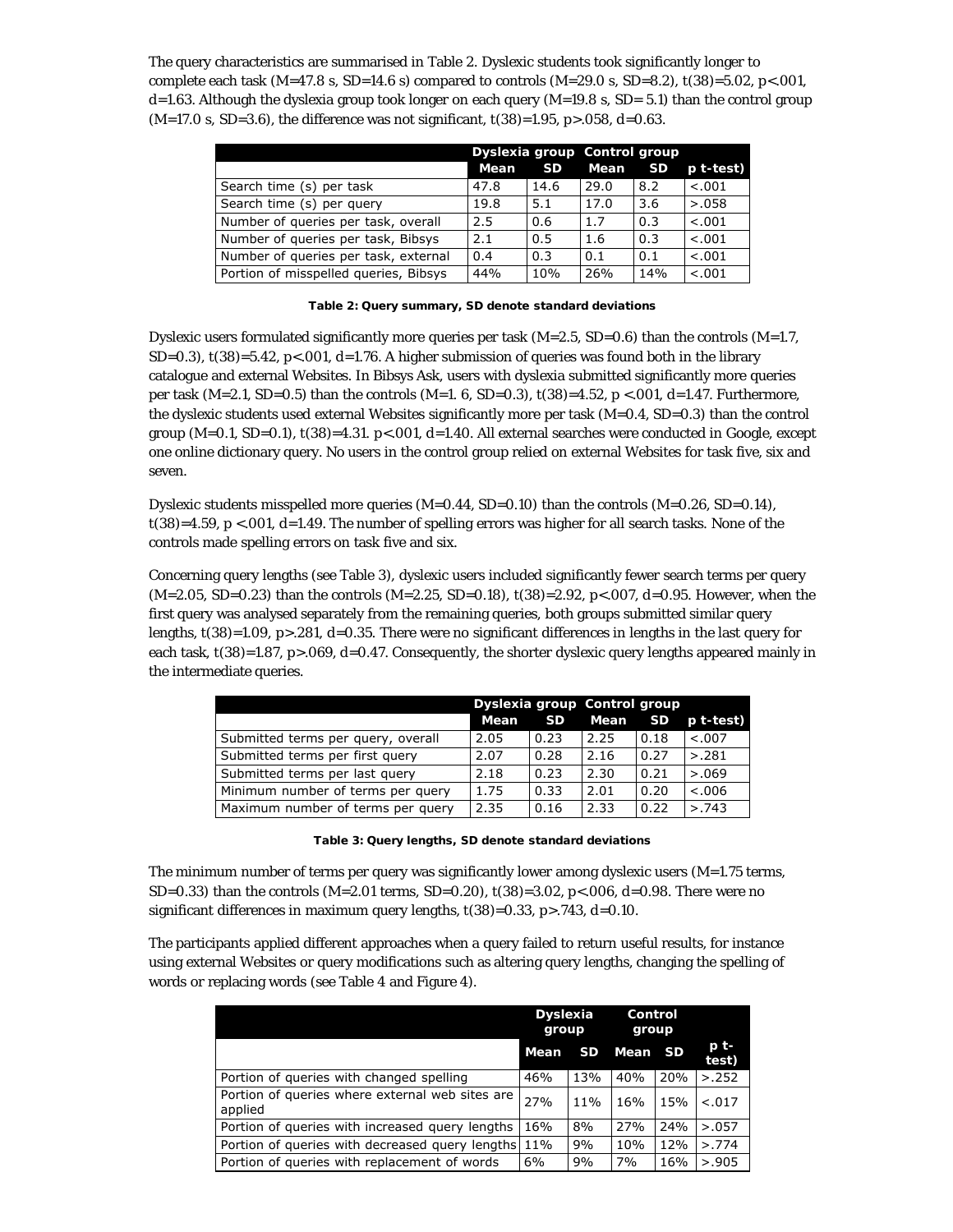The query characteristics are summarised in Table 2. Dyslexic students took significantly longer to complete each task ($M=47.8$ s, $SD=14.6$ s) compared to controls ($M=29.0$ s, $SD=8.2$), $t(38)=5.02$, $p<.001$, $d=1.63$. Although the dyslexia group took longer on each query ($M=19.8$ s, $SD= 5.1$) than the control group ($M=17.0$ s, $SD=3.6$), the difference was not significant, $t(38)=1.95$, $p>.058$, $d=0.63$.

| | Dyslexia group | | Control group | | |
|---|---|---|---|---|---|
| | Mean | SD | Mean | SD | p t-test) |
| Search time (s) per task | 47.8 | 14.6 | 29.0 | 8.2 | <.001 |
| Search time (s) per query | 19.8 | 5.1 | 17.0 | 3.6 | >.058 |
| Number of queries per task, overall | 2.5 | 0.6 | 1.7 | 0.3 | <.001 |
| Number of queries per task, Bibsys | 2.1 | 0.5 | 1.6 | 0.3 | <.001 |
| Number of queries per task, external | 0.4 | 0.3 | 0.1 | 0.1 | <.001 |
| Portion of misspelled queries, Bibsys | 44% | 10% | 26% | 14% | <.001 |

**Table 2: Query summary, SD denote standard deviations**

Dyslexic users formulated significantly more queries per task ($M=2.5$, $SD=0.6$) than the controls ($M=1.7$, $SD=0.3$), $t(38)=5.42$, $p<.001$, $d=1.76$. A higher submission of queries was found both in the library catalogue and external Websites. In Bibsys Ask, users with dyslexia submitted significantly more queries per task ($M=2.1$, $SD=0.5$) than the controls ($M=1.6$, $SD=0.3$), $t(38)=4.52$, $p<.001$, $d=1.47$. Furthermore, the dyslexic students used external Websites significantly more per task ($M=0.4$, $SD=0.3$) than the control group ($M=0.1$, $SD=0.1$), $t(38)=4.31$. $p<.001$, $d=1.40$. All external searches were conducted in Google, except one online dictionary query. No users in the control group relied on external Websites for task five, six and seven.

Dyslexic students misspelled more queries ($M=0.44$, $SD=0.10$) than the controls ($M=0.26$, $SD=0.14$), $t(38)=4.59$, $p<.001$, $d=1.49$. The number of spelling errors was higher for all search tasks. None of the controls made spelling errors on task five and six.

Concerning query lengths (see Table 3), dyslexic users included significantly fewer search terms per query ($M=2.05$, $SD=0.23$) than the controls ($M=2.25$, $SD=0.18$), $t(38)=2.92$, $p<.007$, $d=0.95$. However, when the first query was analysed separately from the remaining queries, both groups submitted similar query lengths, $t(38)=1.09$, $p>.281$, $d=0.35$. There were no significant differences in lengths in the last query for each task, $t(38)=1.87$, $p>.069$, $d=0.47$. Consequently, the shorter dyslexic query lengths appeared mainly in the intermediate queries.

| | Dyslexia group | | Control group | | |
|---|---|---|---|---|---|
| | Mean | SD | Mean | SD | p t-test) |
| Submitted terms per query, overall | 2.05 | 0.23 | 2.25 | 0.18 | <.007 |
| Submitted terms per first query | 2.07 | 0.28 | 2.16 | 0.27 | >.281 |
| Submitted terms per last query | 2.18 | 0.23 | 2.30 | 0.21 | >.069 |
| Minimum number of terms per query | 1.75 | 0.33 | 2.01 | 0.20 | <.006 |
| Maximum number of terms per query | 2.35 | 0.16 | 2.33 | 0.22 | >.743 |

**Table 3: Query lengths, SD denote standard deviations**

The minimum number of terms per query was significantly lower among dyslexic users ($M=1.75$ terms, $SD=0.33$) than the controls ($M=2.01$ terms, $SD=0.20$), $t(38)=3.02$, $p<.006$, $d=0.98$. There were no significant differences in maximum query lengths, $t(38)=0.33$, $p>.743$, $d=0.10$.

The participants applied different approaches when a query failed to return useful results, for instance using external Websites or query modifications such as altering query lengths, changing the spelling of words or replacing words (see Table 4 and Figure 4).

| | Dyslexia group | | Control group | | |
|---|---|---|---|---|---|
| | Mean | SD | Mean | SD | p t-test) |
| Portion of queries with changed spelling | 46% | 13% | 40% | 20% | >.252 |
| Portion of queries where external web sites are applied | 27% | 11% | 16% | 15% | <.017 |
| Portion of queries with increased query lengths | 16% | 8% | 27% | 24% | >.057 |
| Portion of queries with decreased query lengths | 11% | 9% | 10% | 12% | >.774 |
| Portion of queries with replacement of words | 6% | 9% | 7% | 16% | >.905 |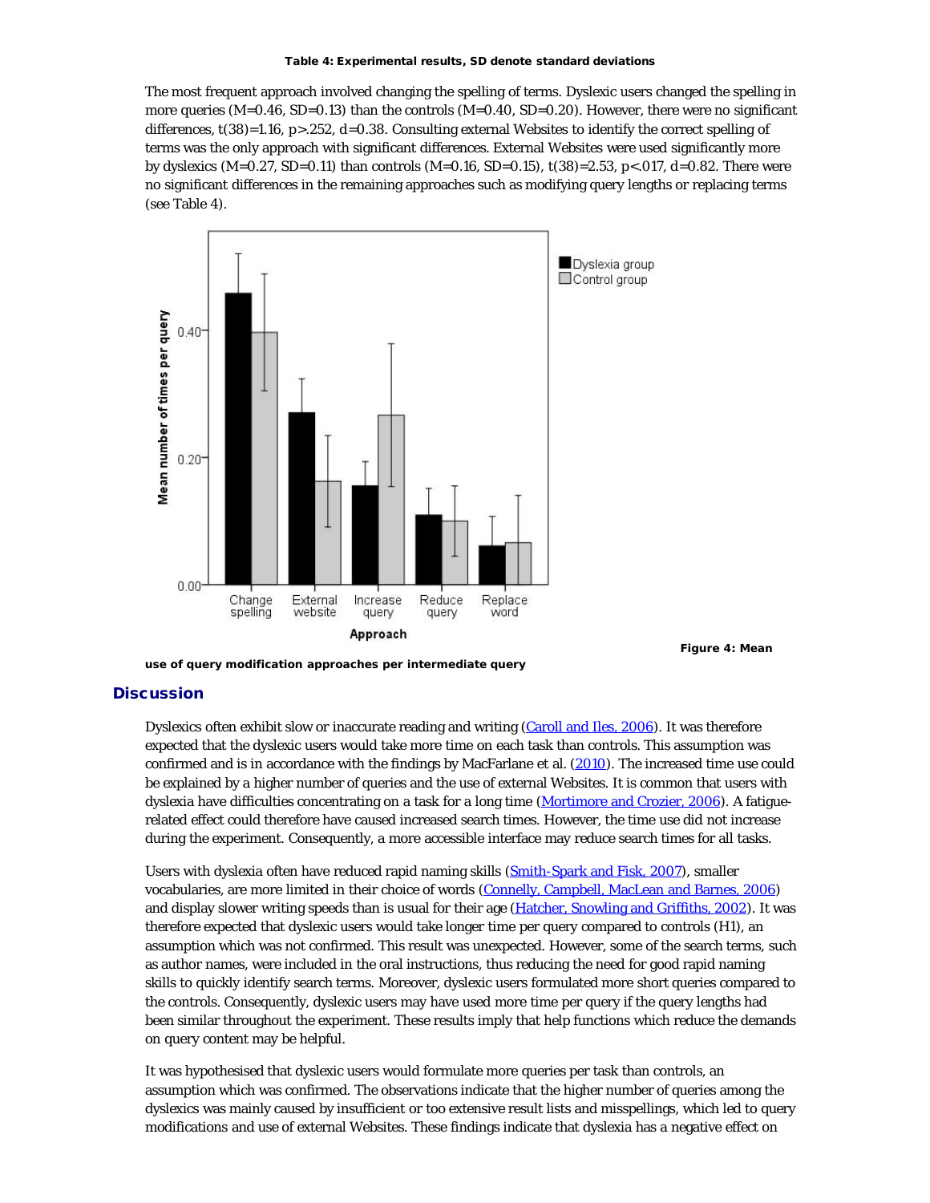**Table 4: Experimental results, SD denote standard deviations**

The most frequent approach involved changing the spelling of terms. Dyslexic users changed the spelling in more queries (M=0.46, SD=0.13) than the controls (M=0.40, SD=0.20). However, there were no significant differences, t(38)=1.16, p>.252, d=0.38. Consulting external Websites to identify the correct spelling of terms was the only approach with significant differences. External Websites were used significantly more by dyslexics (M=0.27, SD=0.11) than controls (M=0.16, SD=0.15), t(38)=2.53, p<.017, d=0.82. There were no significant differences in the remaining approaches such as modifying query lengths or replacing terms (see Table 4).

**Figure 4: Mean use of query modification approaches per intermediate query**

## Discussion

Dyslexics often exhibit slow or inaccurate reading and writing (Caroll and Iles, 2006). It was therefore expected that the dyslexic users would take more time on each task than controls. This assumption was confirmed and is in accordance with the findings by MacFarlane et al. (2010). The increased time use could be explained by a higher number of queries and the use of external Websites. It is common that users with dyslexia have difficulties concentrating on a task for a long time (Mortimore and Crozier, 2006). A fatigue-related effect could therefore have caused increased search times. However, the time use did not increase during the experiment. Consequently, a more accessible interface may reduce search times for all tasks.

Users with dyslexia often have reduced rapid naming skills (Smith-Spark and Fisk, 2007), smaller vocabularies, are more limited in their choice of words (Connelly, Campbell, MacLean and Barnes, 2006) and display slower writing speeds than is usual for their age (Hatcher, Snowling and Griffiths, 2002). It was therefore expected that dyslexic users would take longer time per query compared to controls (H1), an assumption which was not confirmed. This result was unexpected. However, some of the search terms, such as author names, were included in the oral instructions, thus reducing the need for good rapid naming skills to quickly identify search terms. Moreover, dyslexic users formulated more short queries compared to the controls. Consequently, dyslexic users may have used more time per query if the query lengths had been similar throughout the experiment. These results imply that help functions which reduce the demands on query content may be helpful.

It was hypothesised that dyslexic users would formulate more queries per task than controls, an assumption which was confirmed. The observations indicate that the higher number of queries among the dyslexics was mainly caused by insufficient or too extensive result lists and misspellings, which led to query modifications and use of external Websites. These findings indicate that dyslexia has a negative effect on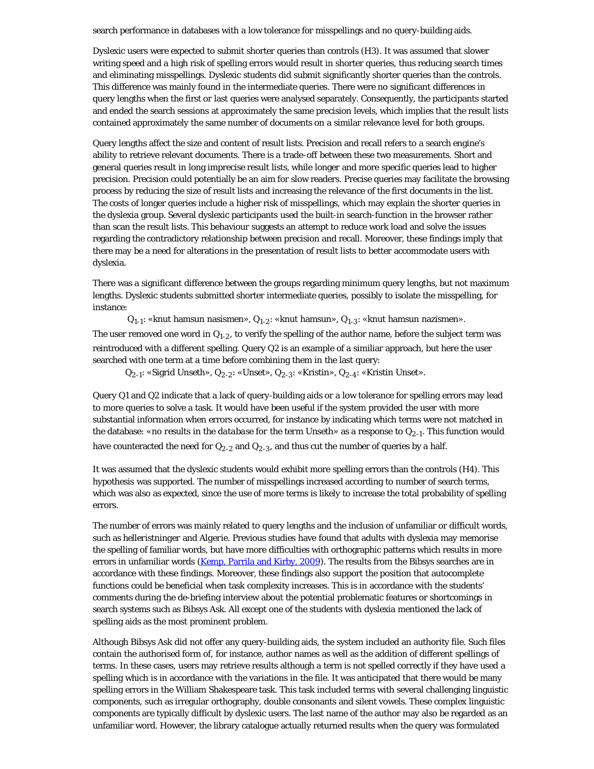search performance in databases with a low tolerance for misspellings and no query-building aids.

Dyslexic users were expected to submit shorter queries than controls (H3). It was assumed that slower writing speed and a high risk of spelling errors would result in shorter queries, thus reducing search times and eliminating misspellings. Dyslexic students did submit significantly shorter queries than the controls. This difference was mainly found in the intermediate queries. There were no significant differences in query lengths when the first or last queries were analysed separately. Consequently, the participants started and ended the search sessions at approximately the same precision levels, which implies that the result lists contained approximately the same number of documents on a similar relevance level for both groups.

Query lengths affect the size and content of result lists. Precision and recall refers to a search engine's ability to retrieve relevant documents. There is a trade-off between these two measurements. Short and general queries result in long imprecise result lists, while longer and more specific queries lead to higher precision. Precision could potentially be an aim for slow readers. Precise queries may facilitate the browsing process by reducing the size of result lists and increasing the relevance of the first documents in the list. The costs of longer queries include a higher risk of misspellings, which may explain the shorter queries in the dyslexia group. Several dyslexic participants used the built-in search-function in the browser rather than scan the result lists. This behaviour suggests an attempt to reduce work load and solve the issues regarding the contradictory relationship between precision and recall. Moreover, these findings imply that there may be a need for alterations in the presentation of result lists to better accommodate users with dyslexia.

There was a significant difference between the groups regarding minimum query lengths, but not maximum lengths. Dyslexic students submitted shorter intermediate queries, possibly to isolate the misspelling, for instance:

$Q_{1\text{-}1}$: «knut hamsun nasismen», $Q_{1\text{-}2}$: «knut hamsun», $Q_{1\text{-}3}$: «knut hamsun nazismen».

The user removed one word in $Q_{1\text{-}2}$, to verify the spelling of the author name, before the subject term was reintroduced with a different spelling. Query Q2 is an example of a similiar approach, but here the user searched with one term at a time before combining them in the last query:

$Q_{2\text{-}1}$: «Sigrid Unseth», $Q_{2\text{-}2}$: «Unset», $Q_{2\text{-}3}$: «Kristin», $Q_{2\text{-}4}$: «Kristin Unset».

Query Q1 and Q2 indicate that a lack of query-building aids or a low tolerance for spelling errors may lead to more queries to solve a task. It would have been useful if the system provided the user with more substantial information when errors occurred, for instance by indicating which terms were not matched in the database: «*no results in the database for the term Unseth*» as a response to $Q_{2\text{-}1}$. This function would have counteracted the need for $Q_{2\text{-}2}$ and $Q_{2\text{-}3}$, and thus cut the number of queries by a half.

It was assumed that the dyslexic students would exhibit more spelling errors than the controls (H4). This hypothesis was supported. The number of misspellings increased according to number of search terms, which was also as expected, since the use of more terms is likely to increase the total probability of spelling errors.

The number of errors was mainly related to query lengths and the inclusion of unfamiliar or difficult words, such as helleristninger and Algerie. Previous studies have found that adults with dyslexia may memorise the spelling of familiar words, but have more difficulties with orthographic patterns which results in more errors in unfamiliar words (Kemp, Parrila and Kirby, 2009). The results from the Bibsys searches are in accordance with these findings. Moreover, these findings also support the position that autocomplete functions could be beneficial when task complexity increases. This is in accordance with the students' comments during the de-briefing interview about the potential problematic features or shortcomings in search systems such as Bibsys Ask. All except one of the students with dyslexia mentioned the lack of spelling aids as the most prominent problem.

Although Bibsys Ask did not offer any query-building aids, the system included an authority file. Such files contain the authorised form of, for instance, author names as well as the addition of different spellings of terms. In these cases, users may retrieve results although a term is not spelled correctly if they have used a spelling which is in accordance with the variations in the file. It was anticipated that there would be many spelling errors in the William Shakespeare task. This task included terms with several challenging linguistic components, such as irregular orthography, double consonants and silent vowels. These complex linguistic components are typically difficult by dyslexic users. The last name of the author may also be regarded as an unfamiliar word. However, the library catalogue actually returned results when the query was formulated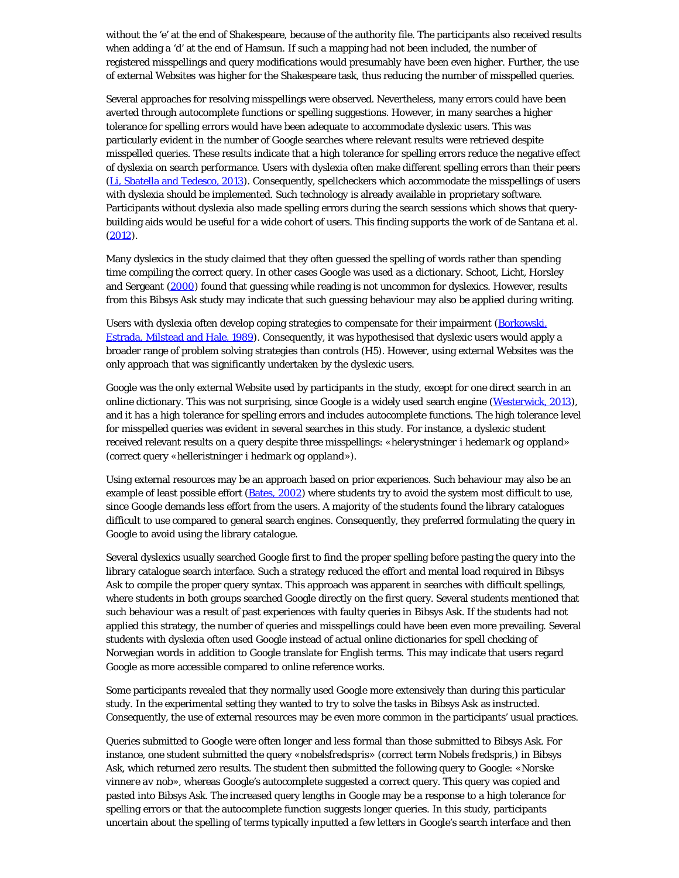without the 'e' at the end of Shakespeare, because of the authority file. The participants also received results when adding a 'd' at the end of Hamsun. If such a mapping had not been included, the number of registered misspellings and query modifications would presumably have been even higher. Further, the use of external Websites was higher for the Shakespeare task, thus reducing the number of misspelled queries.

Several approaches for resolving misspellings were observed. Nevertheless, many errors could have been averted through autocomplete functions or spelling suggestions. However, in many searches a higher tolerance for spelling errors would have been adequate to accommodate dyslexic users. This was particularly evident in the number of Google searches where relevant results were retrieved despite misspelled queries. These results indicate that a high tolerance for spelling errors reduce the negative effect of dyslexia on search performance. Users with dyslexia often make different spelling errors than their peers ([Li, Sbatella and Tedesco, 2013](#)). Consequently, spellcheckers which accommodate the misspellings of users with dyslexia should be implemented. Such technology is already available in proprietary software. Participants without dyslexia also made spelling errors during the search sessions which shows that query-building aids would be useful for a wide cohort of users. This finding supports the work of de Santana et al. ([2012](#)).

Many dyslexics in the study claimed that they often guessed the spelling of words rather than spending time compiling the correct query. In other cases Google was used as a dictionary. Schoot, Licht, Horsley and Sergeant ([2000](#)) found that guessing while reading is not uncommon for dyslexics. However, results from this Bibsys Ask study may indicate that such guessing behaviour may also be applied during writing.

Users with dyslexia often develop coping strategies to compensate for their impairment ([Borkowski, Estrada, Milstead and Hale, 1989](#)). Consequently, it was hypothesised that dyslexic users would apply a broader range of problem solving strategies than controls (H5). However, using external Websites was the only approach that was significantly undertaken by the dyslexic users.

Google was the only external Website used by participants in the study, except for one direct search in an online dictionary. This was not surprising, since Google is a widely used search engine ([Westerwick, 2013](#)), and it has a high tolerance for spelling errors and includes autocomplete functions. The high tolerance level for misspelled queries was evident in several searches in this study. For instance, a dyslexic student received relevant results on a query despite three misspellings: «*helerystninger i hedemark og oppland*» (correct query «*helleristninger i hedmark og oppland*»).

Using external resources may be an approach based on prior experiences. Such behaviour may also be an example of least possible effort ([Bates, 2002](#)) where students try to avoid the system most difficult to use, since Google demands less effort from the users. A majority of the students found the library catalogues difficult to use compared to general search engines. Consequently, they preferred formulating the query in Google to avoid using the library catalogue.

Several dyslexics usually searched Google first to find the proper spelling before pasting the query into the library catalogue search interface. Such a strategy reduced the effort and mental load required in Bibsys Ask to compile the proper query syntax. This approach was apparent in searches with difficult spellings, where students in both groups searched Google directly on the first query. Several students mentioned that such behaviour was a result of past experiences with faulty queries in Bibsys Ask. If the students had not applied this strategy, the number of queries and misspellings could have been even more prevailing. Several students with dyslexia often used Google instead of actual online dictionaries for spell checking of Norwegian words in addition to Google translate for English terms. This may indicate that users regard Google as more accessible compared to online reference works.

Some participants revealed that they normally used Google more extensively than during this particular study. In the experimental setting they wanted to try to solve the tasks in Bibsys Ask as instructed. Consequently, the use of external resources may be even more common in the participants' usual practices.

Queries submitted to Google were often longer and less formal than those submitted to Bibsys Ask. For instance, one student submitted the query «*nobelsfredspris*» (correct term *Nobels fredspris*,) in Bibsys Ask, which returned zero results. The student then submitted the following query to Google: «*Norske vinnere av nob*», whereas Google's autocomplete suggested a correct query. This query was copied and pasted into Bibsys Ask. The increased query lengths in Google may be a response to a high tolerance for spelling errors or that the autocomplete function suggests longer queries. In this study, participants uncertain about the spelling of terms typically inputted a few letters in Google's search interface and then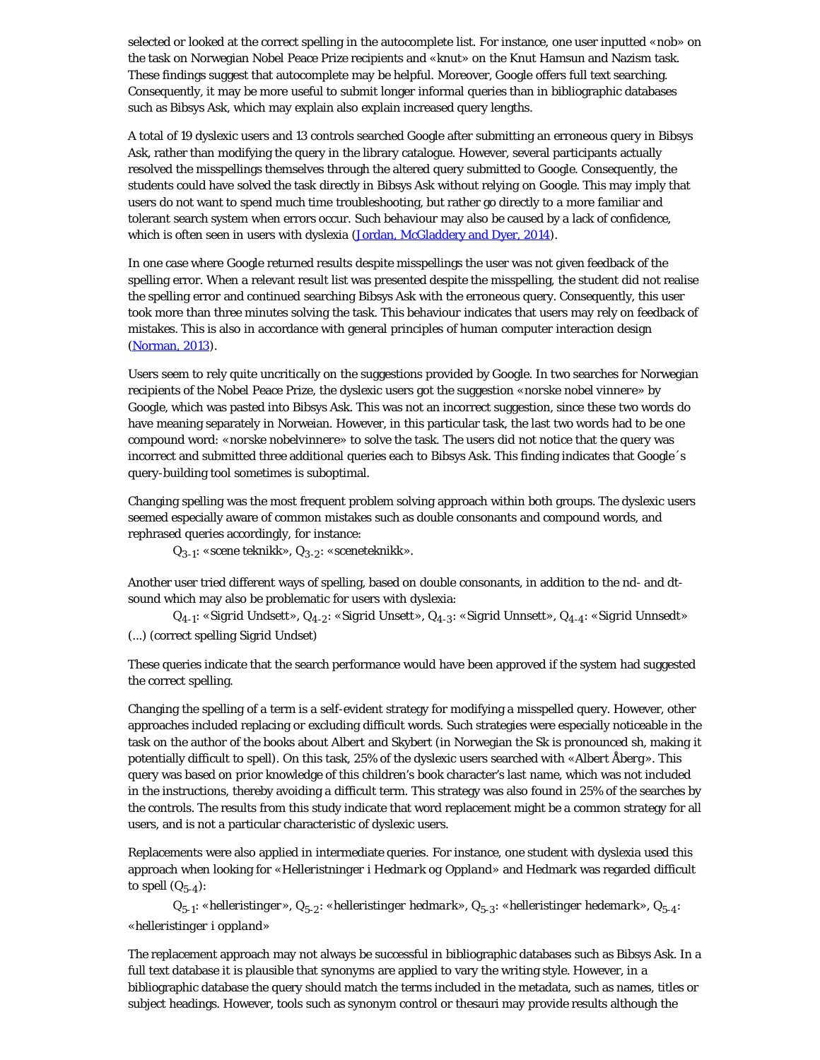selected or looked at the correct spelling in the autocomplete list. For instance, one user inputted «nob» on the task on Norwegian Nobel Peace Prize recipients and «knut» on the Knut Hamsun and Nazism task. These findings suggest that autocomplete may be helpful. Moreover, Google offers full text searching. Consequently, it may be more useful to submit longer informal queries than in bibliographic databases such as Bibsys Ask, which may explain also explain increased query lengths.

A total of 19 dyslexic users and 13 controls searched Google after submitting an erroneous query in Bibsys Ask, rather than modifying the query in the library catalogue. However, several participants actually resolved the misspellings themselves through the altered query submitted to Google. Consequently, the students could have solved the task directly in Bibsys Ask without relying on Google. This may imply that users do not want to spend much time troubleshooting, but rather go directly to a more familiar and tolerant search system when errors occur. Such behaviour may also be caused by a lack of confidence, which is often seen in users with dyslexia (Jordan, McGladdery and Dyer, 2014).

In one case where Google returned results despite misspellings the user was not given feedback of the spelling error. When a relevant result list was presented despite the misspelling, the student did not realise the spelling error and continued searching Bibsys Ask with the erroneous query. Consequently, this user took more than three minutes solving the task. This behaviour indicates that users may rely on feedback of mistakes. This is also in accordance with general principles of human computer interaction design (Norman, 2013).

Users seem to rely quite uncritically on the suggestions provided by Google. In two searches for Norwegian recipients of the Nobel Peace Prize, the dyslexic users got the suggestion «*norske nobel vinnere*» by Google, which was pasted into Bibsys Ask. This was not an incorrect suggestion, since these two words do have meaning separately in Norweian. However, in this particular task, the last two words had to be one compound word: «*norske nobelvinnere*» to solve the task. The users did not notice that the query was incorrect and submitted three additional queries each to Bibsys Ask. This finding indicates that Google´s query-building tool sometimes is suboptimal.

Changing spelling was the most frequent problem solving approach within both groups. The dyslexic users seemed especially aware of common mistakes such as double consonants and compound words, and rephrased queries accordingly, for instance:

$Q_{3\text{-}1}$: «scene teknikk», $Q_{3\text{-}2}$: «sceneteknikk».

Another user tried different ways of spelling, based on double consonants, in addition to the nd- and dt-sound which may also be problematic for users with dyslexia:

$Q_{4\text{-}1}$: «Sigrid Undsett», $Q_{4\text{-}2}$: «Sigrid Unsett», $Q_{4\text{-}3}$: «Sigrid Unnsett», $Q_{4\text{-}4}$: «Sigrid Unnsedt» (...) (correct spelling Sigrid Undset)

These queries indicate that the search performance would have been approved if the system had suggested the correct spelling.

Changing the spelling of a term is a self-evident strategy for modifying a misspelled query. However, other approaches included replacing or excluding difficult words. Such strategies were especially noticeable in the task on the author of the books about Albert and Skybert (in Norwegian the Sk is pronounced sh, making it potentially difficult to spell). On this task, 25% of the dyslexic users searched with «Albert Åberg». This query was based on prior knowledge of this children's book character's last name, which was not included in the instructions, thereby avoiding a difficult term. This strategy was also found in 25% of the searches by the controls. The results from this study indicate that word replacement might be a common strategy for all users, and is not a particular characteristic of dyslexic users.

Replacements were also applied in intermediate queries. For instance, one student with dyslexia used this approach when looking for «*Helleristninger i Hedmark og Oppland*» and Hedmark was regarded difficult to spell ($Q_{5\text{-}4}$):

$Q_{5\text{-}1}$: «*helleristinger*», $Q_{5\text{-}2}$: «*helleristinger hedmark*», $Q_{5\text{-}3}$: «*helleristinger hedemark*», $Q_{5\text{-}4}$: «*helleristinger i oppland*»

The replacement approach may not always be successful in bibliographic databases such as Bibsys Ask. In a full text database it is plausible that synonyms are applied to vary the writing style. However, in a bibliographic database the query should match the terms included in the metadata, such as names, titles or subject headings. However, tools such as synonym control or thesauri may provide results although the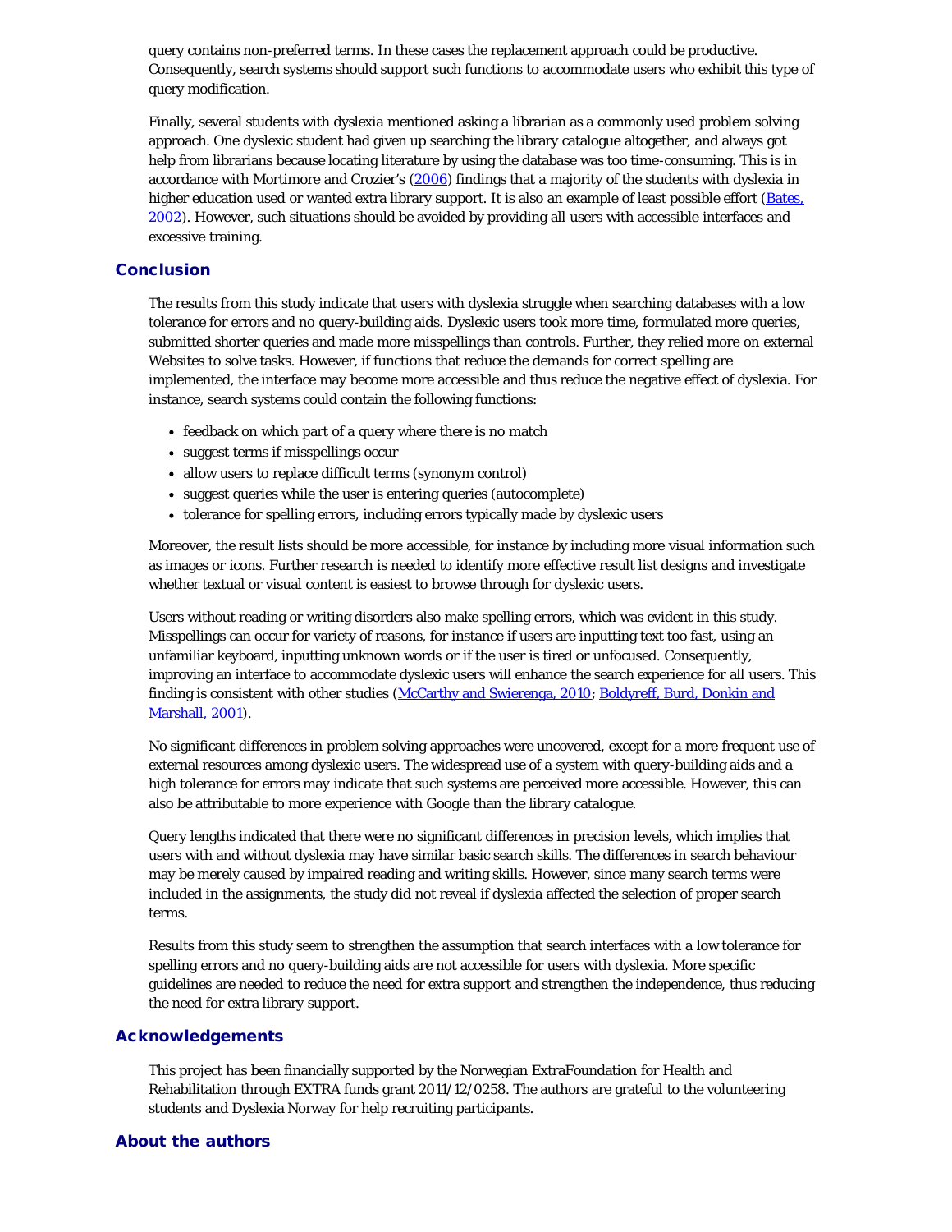query contains non-preferred terms. In these cases the replacement approach could be productive. Consequently, search systems should support such functions to accommodate users who exhibit this type of query modification.

Finally, several students with dyslexia mentioned asking a librarian as a commonly used problem solving approach. One dyslexic student had given up searching the library catalogue altogether, and always got help from librarians because locating literature by using the database was too time-consuming. This is in accordance with Mortimore and Crozier's (2006) findings that a majority of the students with dyslexia in higher education used or wanted extra library support. It is also an example of least possible effort (Bates, 2002). However, such situations should be avoided by providing all users with accessible interfaces and excessive training.

## Conclusion

The results from this study indicate that users with dyslexia struggle when searching databases with a low tolerance for errors and no query-building aids. Dyslexic users took more time, formulated more queries, submitted shorter queries and made more misspellings than controls. Further, they relied more on external Websites to solve tasks. However, if functions that reduce the demands for correct spelling are implemented, the interface may become more accessible and thus reduce the negative effect of dyslexia. For instance, search systems could contain the following functions:

- feedback on which part of a query where there is no match
- suggest terms if misspellings occur
- allow users to replace difficult terms (synonym control)
- suggest queries while the user is entering queries (autocomplete)
- tolerance for spelling errors, including errors typically made by dyslexic users

Moreover, the result lists should be more accessible, for instance by including more visual information such as images or icons. Further research is needed to identify more effective result list designs and investigate whether textual or visual content is easiest to browse through for dyslexic users.

Users without reading or writing disorders also make spelling errors, which was evident in this study. Misspellings can occur for variety of reasons, for instance if users are inputting text too fast, using an unfamiliar keyboard, inputting unknown words or if the user is tired or unfocused. Consequently, improving an interface to accommodate dyslexic users will enhance the search experience for all users. This finding is consistent with other studies (McCarthy and Swierenga, 2010; Boldyreff, Burd, Donkin and Marshall, 2001).

No significant differences in problem solving approaches were uncovered, except for a more frequent use of external resources among dyslexic users. The widespread use of a system with query-building aids and a high tolerance for errors may indicate that such systems are perceived more accessible. However, this can also be attributable to more experience with Google than the library catalogue.

Query lengths indicated that there were no significant differences in precision levels, which implies that users with and without dyslexia may have similar basic search skills. The differences in search behaviour may be merely caused by impaired reading and writing skills. However, since many search terms were included in the assignments, the study did not reveal if dyslexia affected the selection of proper search terms.

Results from this study seem to strengthen the assumption that search interfaces with a low tolerance for spelling errors and no query-building aids are not accessible for users with dyslexia. More specific guidelines are needed to reduce the need for extra support and strengthen the independence, thus reducing the need for extra library support.

## Acknowledgements

This project has been financially supported by the Norwegian ExtraFoundation for Health and Rehabilitation through EXTRA funds grant 2011/12/0258. The authors are grateful to the volunteering students and Dyslexia Norway for help recruiting participants.

## About the authors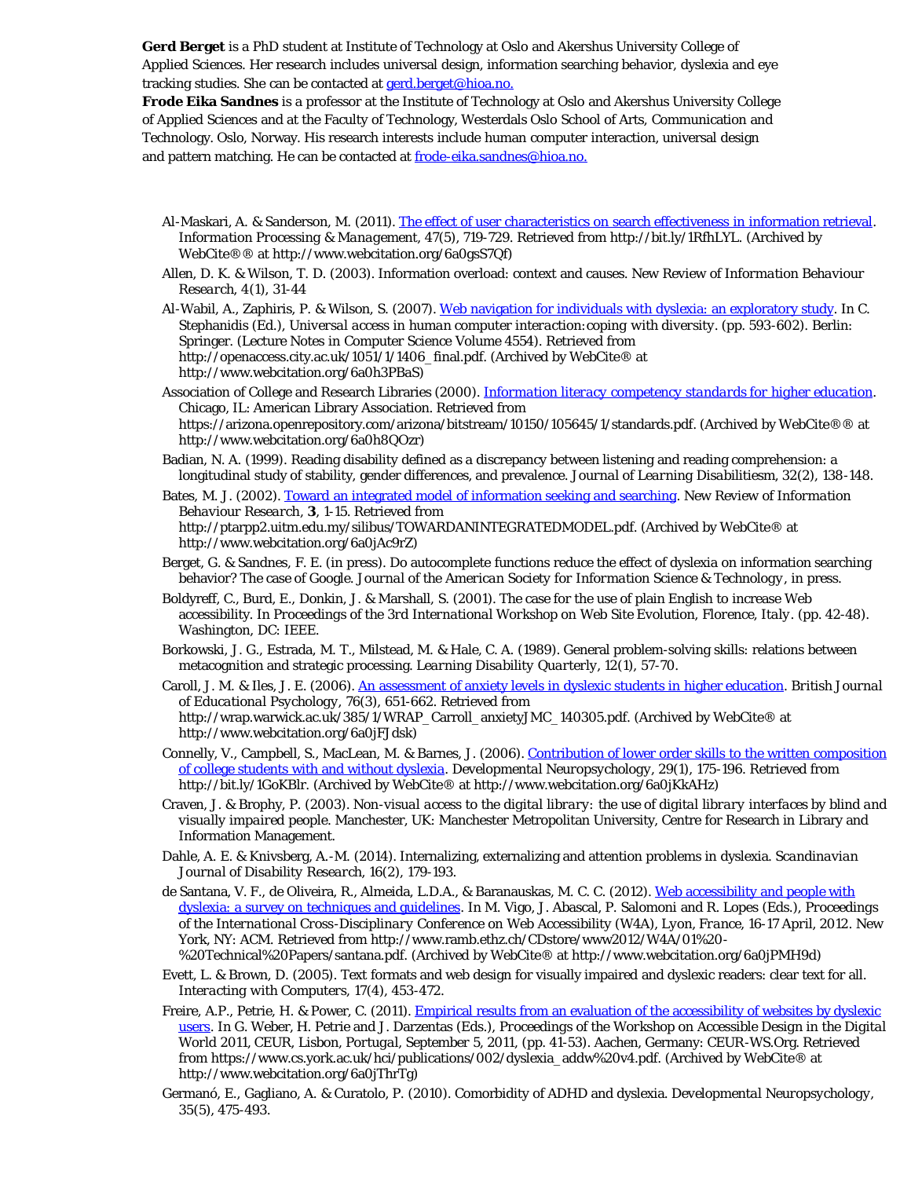**Gerd Berget** is a PhD student at Institute of Technology at Oslo and Akershus University College of Applied Sciences. Her research includes universal design, information searching behavior, dyslexia and eye tracking studies. She can be contacted at gerd.berget@hioa.no.

**Frode Eika Sandnes** is a professor at the Institute of Technology at Oslo and Akershus University College of Applied Sciences and at the Faculty of Technology, Westerdals Oslo School of Arts, Communication and Technology. Oslo, Norway. His research interests include human computer interaction, universal design and pattern matching. He can be contacted at frode-eika.sandnes@hioa.no.

- Al-Maskari, A. & Sanderson, M. (2011). The effect of user characteristics on search effectiveness in information retrieval. *Information Processing & Management*, 47(5), 719-729. Retrieved from http://bit.ly/1RfhLYL. (Archived by WebCite®® at http://www.webcitation.org/6a0gsS7Qf)
- Allen, D. K. & Wilson, T. D. (2003). Information overload: context and causes. New Review of *Information Behaviour Research*, 4(1), 31-44
- Al-Wabil, A., Zaphiris, P. & Wilson, S. (2007). Web navigation for individuals with dyslexia: an exploratory study. In C. Stephanidis (Ed.), *Universal access in human computer interaction:coping with diversity*. (pp. 593-602). Berlin: Springer. (Lecture Notes in Computer Science Volume 4554). Retrieved from http://openaccess.city.ac.uk/1051/1/1406_final.pdf. (Archived by WebCite® at http://www.webcitation.org/6a0h3PBaS)
- Association of College and Research Libraries (2000). *Information literacy competency standards for higher education*. Chicago, IL: American Library Association. Retrieved from https://arizona.openrepository.com/arizona/bitstream/10150/105645/1/standards.pdf. (Archived by WebCite®® at http://www.webcitation.org/6a0h8QOzr)
- Badian, N. A. (1999). Reading disability defined as a discrepancy between listening and reading comprehension: a longitudinal study of stability, gender differences, and prevalence. *Journal of Learning Disabilitiesm*, 32(2), 138-148.
- Bates, M. J. (2002). Toward an integrated model of information seeking and searching. New Review of *Information Behaviour Research*, **3**, 1-15. Retrieved from http://ptarpp2.uitm.edu.my/silibus/TOWARDANINTEGRATEDMODEL.pdf. (Archived by WebCite® at http://www.webcitation.org/6a0jAc9rZ)
- Berget, G. & Sandnes, F. E. (in press). Do autocomplete functions reduce the effect of dyslexia on information searching behavior? The case of Google. *Journal of the American Society for Information Science & Technology*, in press.
- Boldyreff, C., Burd, E., Donkin, J. & Marshall, S. (2001). The case for the use of plain English to increase Web accessibility. In *Proceedings of the 3rd International Workshop on Web Site Evolution, Florence, Italy*. (pp. 42-48). Washington, DC: IEEE.
- Borkowski, J. G., Estrada, M. T., Milstead, M. & Hale, C. A. (1989). General problem-solving skills: relations between metacognition and strategic processing. *Learning Disability Quarterly*, 12(1), 57-70.
- Caroll, J. M. & Iles, J. E. (2006). An assessment of anxiety levels in dyslexic students in higher education. *British Journal of Educational Psychology*, 76(3), 651-662. Retrieved from http://wrap.warwick.ac.uk/385/1/WRAP_Carroll_anxietyJMC_140305.pdf. (Archived by WebCite® at http://www.webcitation.org/6a0jFJdsk)
- Connelly, V., Campbell, S., MacLean, M. & Barnes, J. (2006). Contribution of lower order skills to the written composition of college students with and without dyslexia. *Developmental Neuropsychology*, 29(1), 175-196. Retrieved from http://bit.ly/1GoKBlr. (Archived by WebCite® at http://www.webcitation.org/6a0jKkAHz)
- Craven, J. & Brophy, P. (2003). *Non-visual access to the digital library: the use of digital library interfaces by blind and visually impaired people*. Manchester, UK: Manchester Metropolitan University, Centre for Research in Library and Information Management.
- Dahle, A. E. & Knivsberg, A.-M. (2014). Internalizing, externalizing and attention problems in dyslexia. *Scandinavian Journal of Disability Research*, 16(2), 179-193.
- de Santana, V. F., de Oliveira, R., Almeida, L.D.A., & Baranauskas, M. C. C. (2012). Web accessibility and people with dyslexia: a survey on techniques and guidelines. In M. Vigo, J. Abascal, P. Salomoni and R. Lopes (Eds.), *Proceedings of the International Cross-Disciplinary Conference on Web Accessibility (W4A), Lyon, France, 16-17 April, 2012*. New York, NY: ACM. Retrieved from http://www.ramb.ethz.ch/CDstore/www2012/W4A/01%20-%20Technical%20Papers/santana.pdf. (Archived by WebCite® at http://www.webcitation.org/6a0jPMH9d)
- Evett, L. & Brown, D. (2005). Text formats and web design for visually impaired and dyslexic readers: clear text for all. *Interacting with Computers*, 17(4), 453-472.
- Freire, A.P., Petrie, H. & Power, C. (2011). Empirical results from an evaluation of the accessibility of websites by dyslexic users. In G. Weber, H. Petrie and J. Darzentas (Eds.), *Proceedings of the Workshop on Accessible Design in the Digital World 2011, CEUR, Lisbon, Portugal, September 5, 2011*, (pp. 41-53). Aachen, Germany: CEUR-WS.Org. Retrieved from https://www.cs.york.ac.uk/hci/publications/002/dyslexia_addw%20v4.pdf. (Archived by WebCite® at http://www.webcitation.org/6a0jThrTg)
- Germanó, E., Gagliano, A. & Curatolo, P. (2010). Comorbidity of ADHD and dyslexia. *Developmental Neuropsychology*, 35(5), 475-493.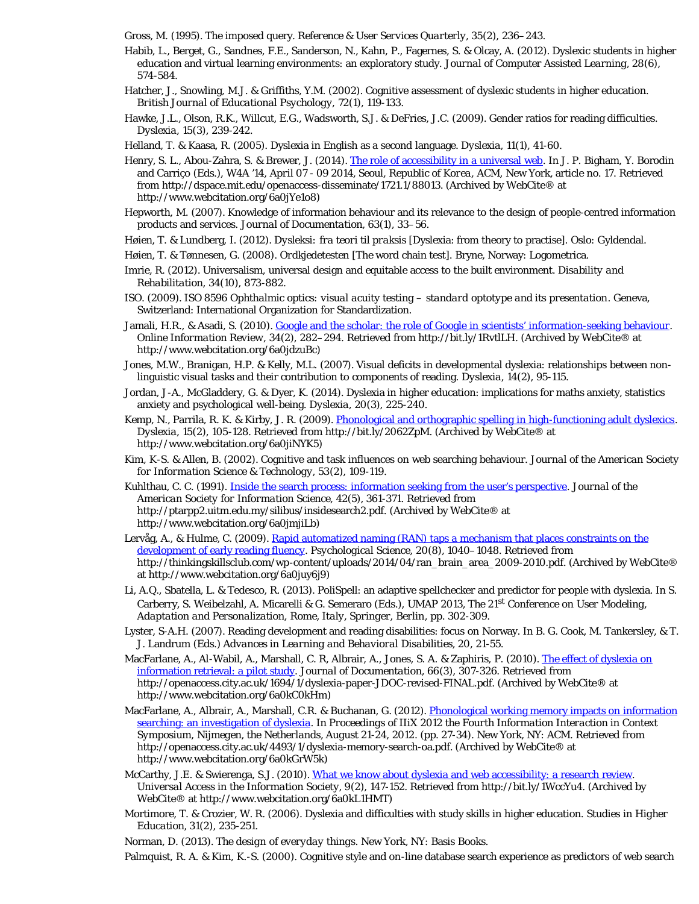Gross, M. (1995). The imposed query. *Reference & User Services Quarterly*, 35(2), 236–243.

Habib, L., Berget, G., Sandnes, F.E., Sanderson, N., Kahn, P., Fagernes, S. & Olcay, A. (2012). Dyslexic students in higher education and virtual learning environments: an exploratory study. *Journal of Computer Assisted Learning*, 28(6), 574-584.

Hatcher, J., Snowling, M.J. & Griffiths, Y.M. (2002). Cognitive assessment of dyslexic students in higher education. *British Journal of Educational Psychology*, 72(1), 119-133.

Hawke, J.L., Olson, R.K., Willcut, E.G., Wadsworth, S.J. & DeFries, J.C. (2009). Gender ratios for reading difficulties. *Dyslexia*, 15(3), 239-242.

Helland, T. & Kaasa, R. (2005). Dyslexia in English as a second language. *Dyslexia*, 11(1), 41-60.

Henry, S. L., Abou-Zahra, S. & Brewer, J. (2014). [The role of accessibility in a universal web](http://dspace.mit.edu/openaccess-disseminate/1721.1/88013). In J. P. Bigham, Y. Borodin and Carriço (Eds.), *W4A '14, April 07 - 09 2014, Seoul, Republic of Korea*, ACM, New York, article no. 17. Retrieved from http://dspace.mit.edu/openaccess-disseminate/1721.1/88013. (Archived by WebCite® at http://www.webcitation.org/6a0jYe1o8)

Hepworth, M. (2007). Knowledge of information behaviour and its relevance to the design of people-centred information products and services. *Journal of Documentation*, 63(1), 33–56.

Høien, T. & Lundberg, I. (2012). *Dysleksi: fra teori til praksis* [Dyslexia: from theory to practise]. Oslo: Gyldendal.

Høien, T. & Tønnesen, G. (2008). *Ordkjedetesten* [The word chain test]. Bryne, Norway: Logometrica.

Imrie, R. (2012). Universalism, universal design and equitable access to the built environment. *Disability and Rehabilitation*, 34(10), 873-882.

ISO. (2009). ISO 8596 *Ophthalmic optics: visual acuity testing – standard optotype and its presentation*. Geneva, Switzerland: International Organization for Standardization.

Jamali, H.R., & Asadi, S. (2010). [Google and the scholar: the role of Google in scientists' information-seeking behaviour](http://bit.ly/1RvtlLH). *Online Information Review*, 34(2), 282–294. Retrieved from http://bit.ly/1RvtlLH. (Archived by WebCite® at http://www.webcitation.org/6a0jdzuBc)

Jones, M.W., Branigan, H.P. & Kelly, M.L. (2007). Visual deficits in developmental dyslexia: relationships between non-linguistic visual tasks and their contribution to components of reading. *Dyslexia*, 14(2), 95-115.

Jordan, J-A., McGladdery, G. & Dyer, K. (2014). Dyslexia in higher education: implications for maths anxiety, statistics anxiety and psychological well-being. *Dyslexia*, 20(3), 225-240.

Kemp, N., Parrila, R. K. & Kirby, J. R. (2009). [Phonological and orthographic spelling in high-functioning adult dyslexics](http://bit.ly/2062ZpM). *Dyslexia*, 15(2), 105-128. Retrieved from http://bit.ly/2062ZpM. (Archived by WebCite® at http://www.webcitation.org/6a0jiNYK5)

Kim, K-S. & Allen, B. (2002). Cognitive and task influences on web searching behaviour. *Journal of the American Society for Information Science & Technology*, 53(2), 109-119.

Kuhlthau, C. C. (1991). [Inside the search process: information seeking from the user's perspective](http://ptarpp2.uitm.edu.my/silibus/insidesearch2.pdf). *Journal of the American Society for Information Science*, 42(5), 361-371. Retrieved from http://ptarpp2.uitm.edu.my/silibus/insidesearch2.pdf. (Archived by WebCite® at http://www.webcitation.org/6a0jmjiLb)

Lervåg, A., & Hulme, C. (2009). [Rapid automatized naming (RAN) taps a mechanism that places constraints on the development of early reading fluency](http://thinkingskillsclub.com/wp-content/uploads/2014/04/ran_brain_area_2009-2010.pdf). Psychological Science, 20(8), 1040–1048. Retrieved from http://thinkingskillsclub.com/wp-content/uploads/2014/04/ran_brain_area_2009-2010.pdf. (Archived by WebCite® at http://www.webcitation.org/6a0juy6j9)

Li, A.Q., Sbatella, L. & Tedesco, R. (2013). PoliSpell: an adaptive spellchecker and predictor for people with dyslexia. In S. Carberry, S. Weibelzahl, A. Micarelli & G. Semeraro (Eds.), *UMAP 2013, The 21st Conference on User Modeling, Adaptation and Personalization, Rome, Italy*, Springer, Berlin, pp. 302-309.

Lyster, S-A.H. (2007). Reading development and reading disabilities: focus on Norway. In B. G. Cook, M. Tankersley, & T. J. Landrum (Eds.) *Advances in Learning and Behavioral Disabilities*, 20, 21-55.

MacFarlane, A., Al-Wabil, A., Marshall, C. R, Albrair, A., Jones, S. A. & Zaphiris, P. (2010). [The effect of dyslexia on information retrieval: a pilot study](http://openaccess.city.ac.uk/1694/1/dyslexia-paper-JDOC-revised-FINAL.pdf). *Journal of Documentation*, 66(3), 307-326. Retrieved from http://openaccess.city.ac.uk/1694/1/dyslexia-paper-JDOC-revised-FINAL.pdf. (Archived by WebCite® at http://www.webcitation.org/6a0kC0kHm)

MacFarlane, A., Albrair, A., Marshall, C.R. & Buchanan, G. (2012). [Phonological working memory impacts on information searching: an investigation of dyslexia](http://openaccess.city.ac.uk/4493/1/dyslexia-memory-search-oa.pdf). In *Proceedings of IIiX 2012 the Fourth Information Interaction in Context Symposium, Nijmegen, the Netherlands, August 21-24, 2012*. (pp. 27-34). New York, NY: ACM. Retrieved from http://openaccess.city.ac.uk/4493/1/dyslexia-memory-search-oa.pdf. (Archived by WebCite® at http://www.webcitation.org/6a0kGrW5k)

McCarthy, J.E. & Swierenga, S.J. (2010). [What we know about dyslexia and web accessibility: a research review](http://bit.ly/1WccYu4). *Universal Access in the Information Society*, 9(2), 147-152. Retrieved from http://bit.ly/1WccYu4. (Archived by WebCite® at http://www.webcitation.org/6a0kL1HMT)

Mortimore, T. & Crozier, W. R. (2006). Dyslexia and difficulties with study skills in higher education. *Studies in Higher Education*, 31(2), 235-251.

Norman, D. (2013). *The design of everyday things*. New York, NY: Basis Books.

Palmquist, R. A. & Kim, K.-S. (2000). Cognitive style and on-line database search experience as predictors of web search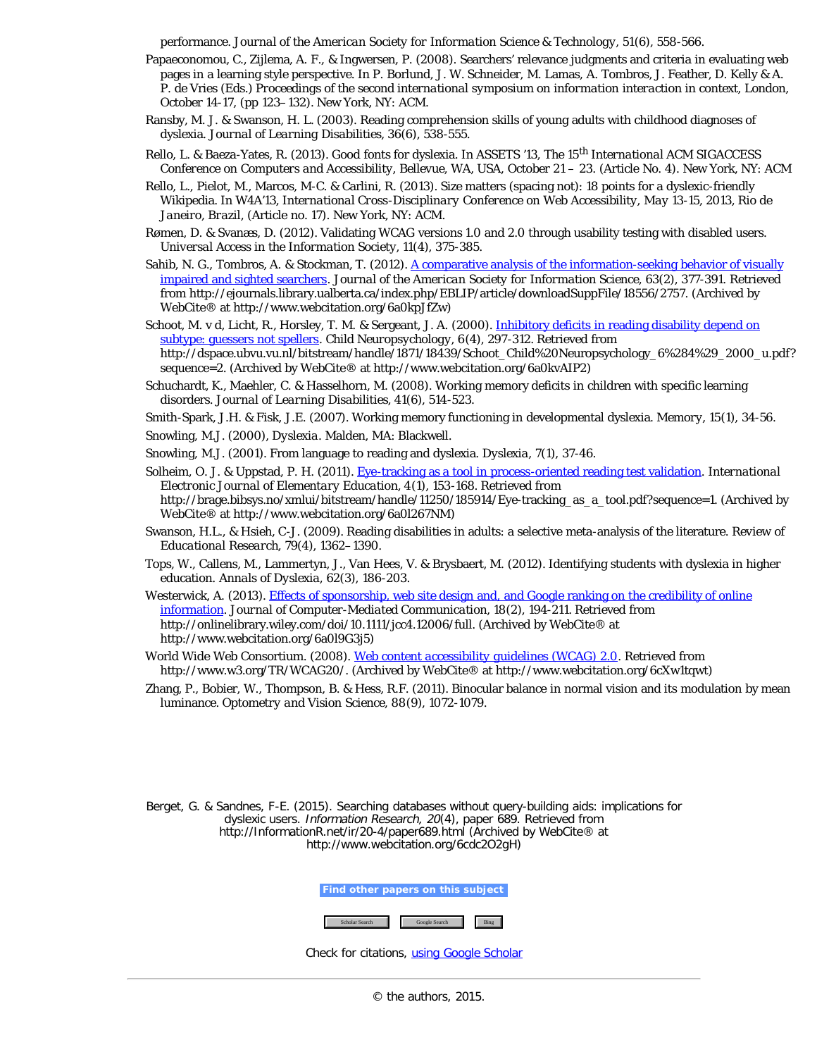performance. *Journal of the American Society for Information Science & Technology, 51*(6), 558-566.

Papaeconomou, C., Zijlema, A. F., & Ingwersen, P. (2008). Searchers' relevance judgments and criteria in evaluating web pages in a learning style perspective. In P. Borlund, J. W. Schneider, M. Lamas, A. Tombros, J. Feather, D. Kelly & A. P. de Vries (Eds.) *Proceedings of the second international symposium on information interaction in context, London, October 14-17*, (pp 123–132). New York, NY: ACM.

Ransby, M. J. & Swanson, H. L. (2003). Reading comprehension skills of young adults with childhood diagnoses of dyslexia. *Journal of Learning Disabilities, 36*(6), 538-555.

Rello, L. & Baeza-Yates, R. (2013). Good fonts for dyslexia. In *ASSETS '13, The 15th International ACM SIGACCESS Conference on Computers and Accessibility, Bellevue, WA, USA, October 21 – 23.* (Article No. 4). New York, NY: ACM

Rello, L., Pielot, M., Marcos, M-C. & Carlini, R. (2013). Size matters (spacing not): 18 points for a dyslexic-friendly Wikipedia. In *W4A'13, International Cross-Disciplinary Conference on Web Accessibility, May 13-15, 2013, Rio de Janeiro, Brazil*, (Article no. 17). New York, NY: ACM.

Rømen, D. & Svanæs, D. (2012). Validating WCAG versions 1.0 and 2.0 through usability testing with disabled users. *Universal Access in the Information Society, 11*(4), 375-385.

Sahib, N. G., Tombros, A. & Stockman, T. (2012). [A comparative analysis of the information-seeking behavior of visually impaired and sighted searchers](http://ejournals.library.ualberta.ca/index.php/EBLIP/article/downloadSuppFile/18556/2757). *Journal of the American Society for Information Science, 63*(2), 377-391. Retrieved from http://ejournals.library.ualberta.ca/index.php/EBLIP/article/downloadSuppFile/18556/2757. (Archived by WebCite® at http://www.webcitation.org/6a0kpJfZw)

Schoot, M. v d, Licht, R., Horsley, T. M. & Sergeant, J. A. (2000). [Inhibitory deficits in reading disability depend on subtype: guessers not spellers](http://dspace.ubvu.vu.nl/bitstream/handle/1871/18439/Schoot_Child%20Neuropsychology_6%284%29_2000_u.pdf?sequence=2). *Child Neuropsychology, 6*(4), 297-312. Retrieved from http://dspace.ubvu.vu.nl/bitstream/handle/1871/18439/Schoot_Child%20Neuropsychology_6%284%29_2000_u.pdf?sequence=2. (Archived by WebCite® at http://www.webcitation.org/6a0kvAIP2)

Schuchardt, K., Maehler, C. & Hasselhorn, M. (2008). Working memory deficits in children with specific learning disorders. *Journal of Learning Disabilities, 41*(6), 514-523.

Smith-Spark, J.H. & Fisk, J.E. (2007). Working memory functioning in developmental dyslexia. *Memory, 15*(1), 34-56.

Snowling, M.J. (2000), *Dyslexia*. Malden, MA: Blackwell.

Snowling, M.J. (2001). From language to reading and dyslexia. *Dyslexia, 7*(1), 37-46.

Solheim, O. J. & Uppstad, P. H. (2011). [Eye-tracking as a tool in process-oriented reading test validation](http://brage.bibsys.no/xmlui/bitstream/handle/11250/185914/Eye-tracking_as_a_tool.pdf?sequence=1). *International Electronic Journal of Elementary Education, 4*(1), 153-168. Retrieved from http://brage.bibsys.no/xmlui/bitstream/handle/11250/185914/Eye-tracking_as_a_tool.pdf?sequence=1. (Archived by WebCite® at http://www.webcitation.org/6a0l267NM)

Swanson, H.L., & Hsieh, C-J. (2009). Reading disabilities in adults: a selective meta-analysis of the literature. *Review of Educational Research, 79*(4), 1362–1390.

Tops, W., Callens, M., Lammertyn, J., Van Hees, V. & Brysbaert, M. (2012). Identifying students with dyslexia in higher education. *Annals of Dyslexia, 62*(3), 186-203.

Westerwick, A. (2013). [Effects of sponsorship, web site design and, and Google ranking on the credibility of online information](http://onlinelibrary.wiley.com/doi/10.1111/jcc4.12006/full). *Journal of Computer-Mediated Communication, 18*(2), 194-211. Retrieved from http://onlinelibrary.wiley.com/doi/10.1111/jcc4.12006/full. (Archived by WebCite® at http://www.webcitation.org/6a0l9G3j5)

World Wide Web Consortium. (2008). [*Web content accessibility guidelines (WCAG) 2.0*](http://www.w3.org/TR/WCAG20/). Retrieved from http://www.w3.org/TR/WCAG20/. (Archived by WebCite® at http://www.webcitation.org/6cXw1tqwt)

Zhang, P., Bobier, W., Thompson, B. & Hess, R.F. (2011). Binocular balance in normal vision and its modulation by mean luminance. *Optometry and Vision Science, 88*(9), 1072-1079.

---

Berget, G. & Sandnes, F-E. (2015). Searching databases without query-building aids: implications for dyslexic users. *Information Research, 20*(4), paper 689. Retrieved from http://InformationR.net/ir/20-4/paper689.html (Archived by WebCite® at http://www.webcitation.org/6cdc2O2gH)

**Find other papers on this subject**

Scholar Search | Google Search | Bing

Check for citations, [using Google Scholar](http://scholar.google.com)

---

© the authors, 2015.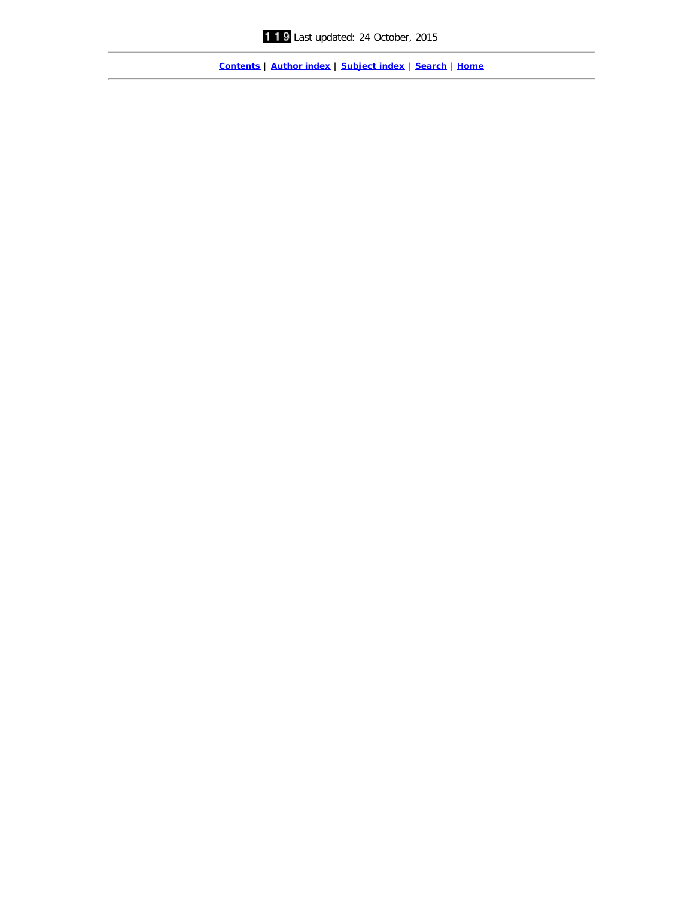119 Last updated: 24 October, 2015

---

**Contents** | **Author index** | **Subject index** | **Search** | **Home**

---